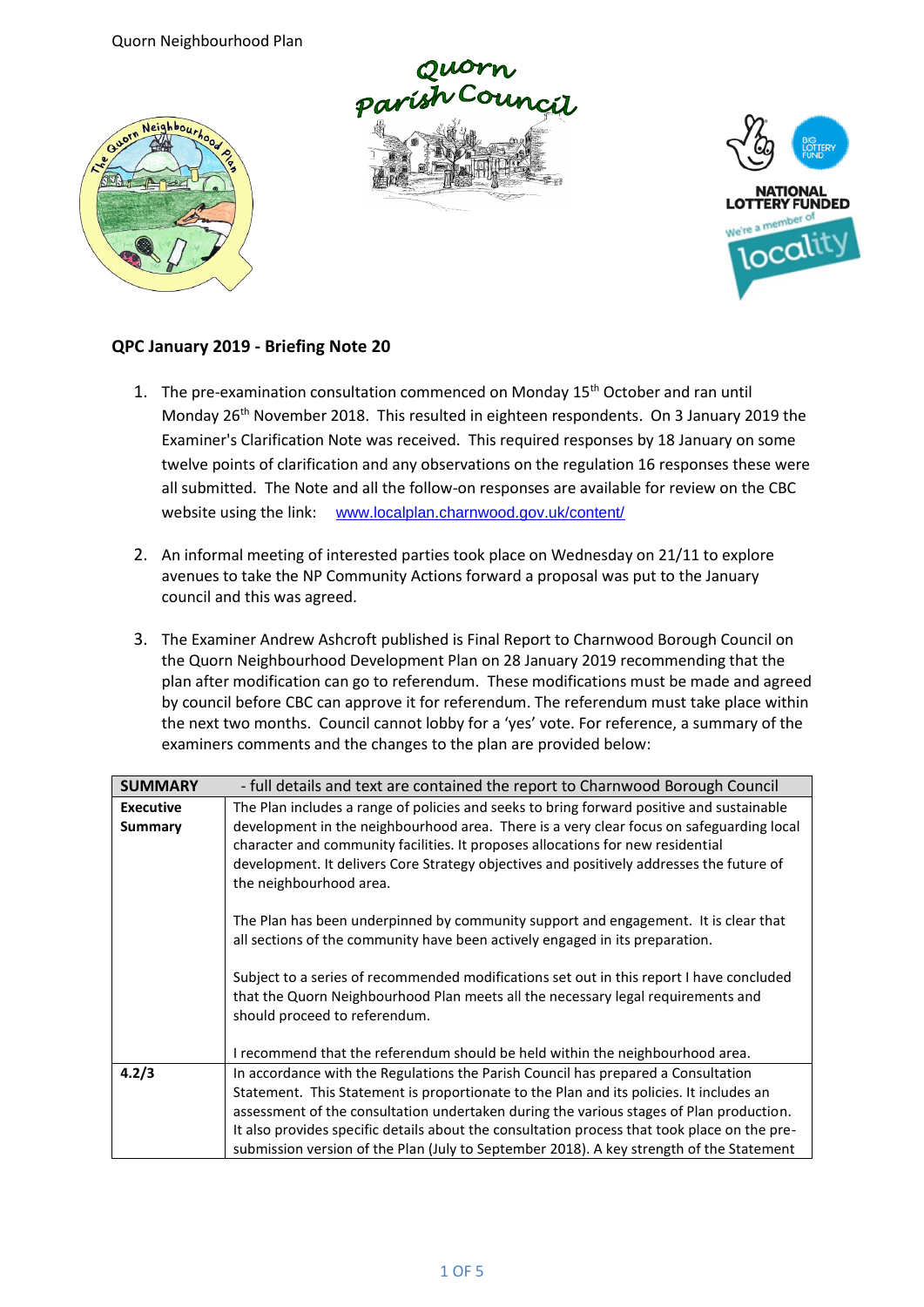## QPC January 2019 - Briefing Note 20

1. The pre-examination consultation commenced on Monday 15th October and ran until Monday 26th November 2018. This resulted in eighteen respondents. On 3 January 2019 the Examiner's Clarification Note was received. This required responses by 18 January on some twelve points of clarification and any observations on the regulation 16 responses these were all submitted. The Note and all the follow-on responses are available for review on the CBC website using the link: [www.localplan.charnwood.gov.uk/content/](www.localplan.charnwood.gov.uk/content/)

2. An informal meeting of interested parties took place on Wednesday on 21/11 to explore avenues to take the NP Community Actions forward a proposal was put to the January council and this was agreed.

3. The Examiner Andrew Ashcroft published is Final Report to Charnwood Borough Council on the Quorn Neighbourhood Development Plan on 28 January 2019 recommending that the plan after modification can go to referendum. These modifications must be made and agreed by council before CBC can approve it for referendum. The referendum must take place within the next two months. Council cannot lobby for a 'yes' vote. For reference, a summary of the examiners comments and the changes to the plan are provided below:

| **SUMMARY** | - full details and text are contained the report to Charnwood Borough Council |
|---|---|
| **Executive Summary** | The Plan includes a range of policies and seeks to bring forward positive and sustainable development in the neighbourhood area. There is a very clear focus on safeguarding local character and community facilities. It proposes allocations for new residential development. It delivers Core Strategy objectives and positively addresses the future of the neighbourhood area.<br><br>The Plan has been underpinned by community support and engagement. It is clear that all sections of the community have been actively engaged in its preparation.<br><br>Subject to a series of recommended modifications set out in this report I have concluded that the Quorn Neighbourhood Plan meets all the necessary legal requirements and should proceed to referendum.<br><br>I recommend that the referendum should be held within the neighbourhood area. |
| **4.2/3** | In accordance with the Regulations the Parish Council has prepared a Consultation Statement. This Statement is proportionate to the Plan and its policies. It includes an assessment of the consultation undertaken during the various stages of Plan production. It also provides specific details about the consultation process that took place on the pre-submission version of the Plan (July to September 2018). A key strength of the Statement |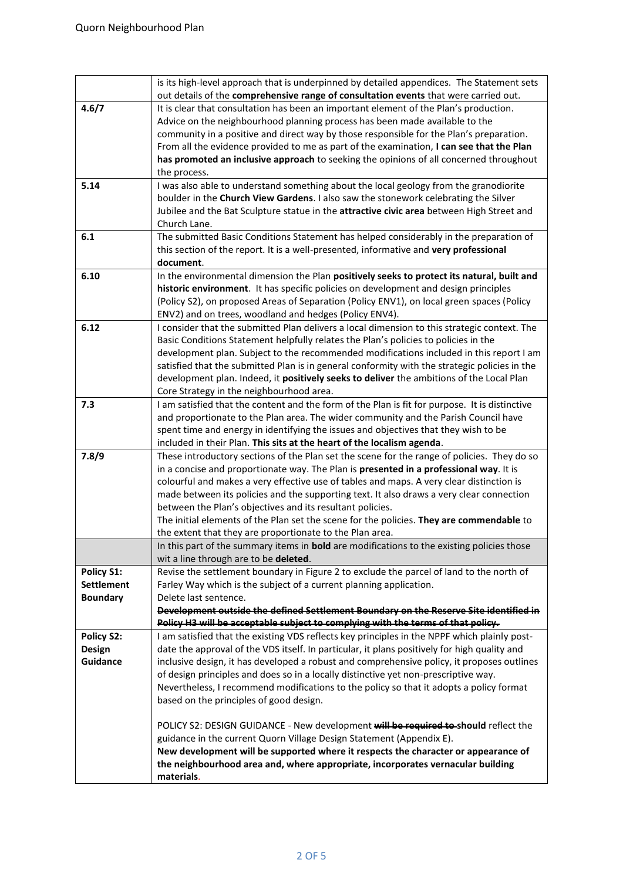| | |
|---|---|
| | is its high-level approach that is underpinned by detailed appendices. The Statement sets out details of the **comprehensive range of consultation events** that were carried out. |
| **4.6/7** | It is clear that consultation has been an important element of the Plan's production. Advice on the neighbourhood planning process has been made available to the community in a positive and direct way by those responsible for the Plan's preparation. From all the evidence provided to me as part of the examination, **I can see that the Plan has promoted an inclusive approach** to seeking the opinions of all concerned throughout the process. |
| **5.14** | I was also able to understand something about the local geology from the granodiorite boulder in the **Church View Gardens**. I also saw the stonework celebrating the Silver Jubilee and the Bat Sculpture statue in the **attractive civic area** between High Street and Church Lane. |
| **6.1** | The submitted Basic Conditions Statement has helped considerably in the preparation of this section of the report. It is a well-presented, informative and **very professional document**. |
| **6.10** | In the environmental dimension the Plan **positively seeks to protect its natural, built and historic environment**. It has specific policies on development and design principles (Policy S2), on proposed Areas of Separation (Policy ENV1), on local green spaces (Policy ENV2) and on trees, woodland and hedges (Policy ENV4). |
| **6.12** | I consider that the submitted Plan delivers a local dimension to this strategic context. The Basic Conditions Statement helpfully relates the Plan's policies to policies in the development plan. Subject to the recommended modifications included in this report I am satisfied that the submitted Plan is in general conformity with the strategic policies in the development plan. Indeed, it **positively seeks to deliver** the ambitions of the Local Plan Core Strategy in the neighbourhood area. |
| **7.3** | I am satisfied that the content and the form of the Plan is fit for purpose. It is distinctive and proportionate to the Plan area. The wider community and the Parish Council have spent time and energy in identifying the issues and objectives that they wish to be included in their Plan. **This sits at the heart of the localism agenda**. |
| **7.8/9** | These introductory sections of the Plan set the scene for the range of policies. They do so in a concise and proportionate way. The Plan is **presented in a professional way**. It is colourful and makes a very effective use of tables and maps. A very clear distinction is made between its policies and the supporting text. It also draws a very clear connection between the Plan's objectives and its resultant policies.<br>The initial elements of the Plan set the scene for the policies. **They are commendable** to the extent that they are proportionate to the Plan area. |
| | In this part of the summary items in **bold** are modifications to the existing policies those wit a line through are to be ~~**deleted**~~. |
| **Policy S1: Settlement Boundary** | Revise the settlement boundary in Figure 2 to exclude the parcel of land to the north of Farley Way which is the subject of a current planning application.<br>Delete last sentence.<br>~~**Development outside the defined Settlement Boundary on the Reserve Site identified in Policy H3 will be acceptable subject to complying with the terms of that policy.**~~ |
| **Policy S2: Design Guidance** | I am satisfied that the existing VDS reflects key principles in the NPPF which plainly post-date the approval of the VDS itself. In particular, it plans positively for high quality and inclusive design, it has developed a robust and comprehensive policy, it proposes outlines of design principles and does so in a locally distinctive yet non-prescriptive way. Nevertheless, I recommend modifications to the policy so that it adopts a policy format based on the principles of good design.<br><br>POLICY S2: DESIGN GUIDANCE - New development ~~**will be required to**~~ **should** reflect the guidance in the current Quorn Village Design Statement (Appendix E).<br>**New development will be supported where it respects the character or appearance of the neighbourhood area and, where appropriate, incorporates vernacular building materials**. |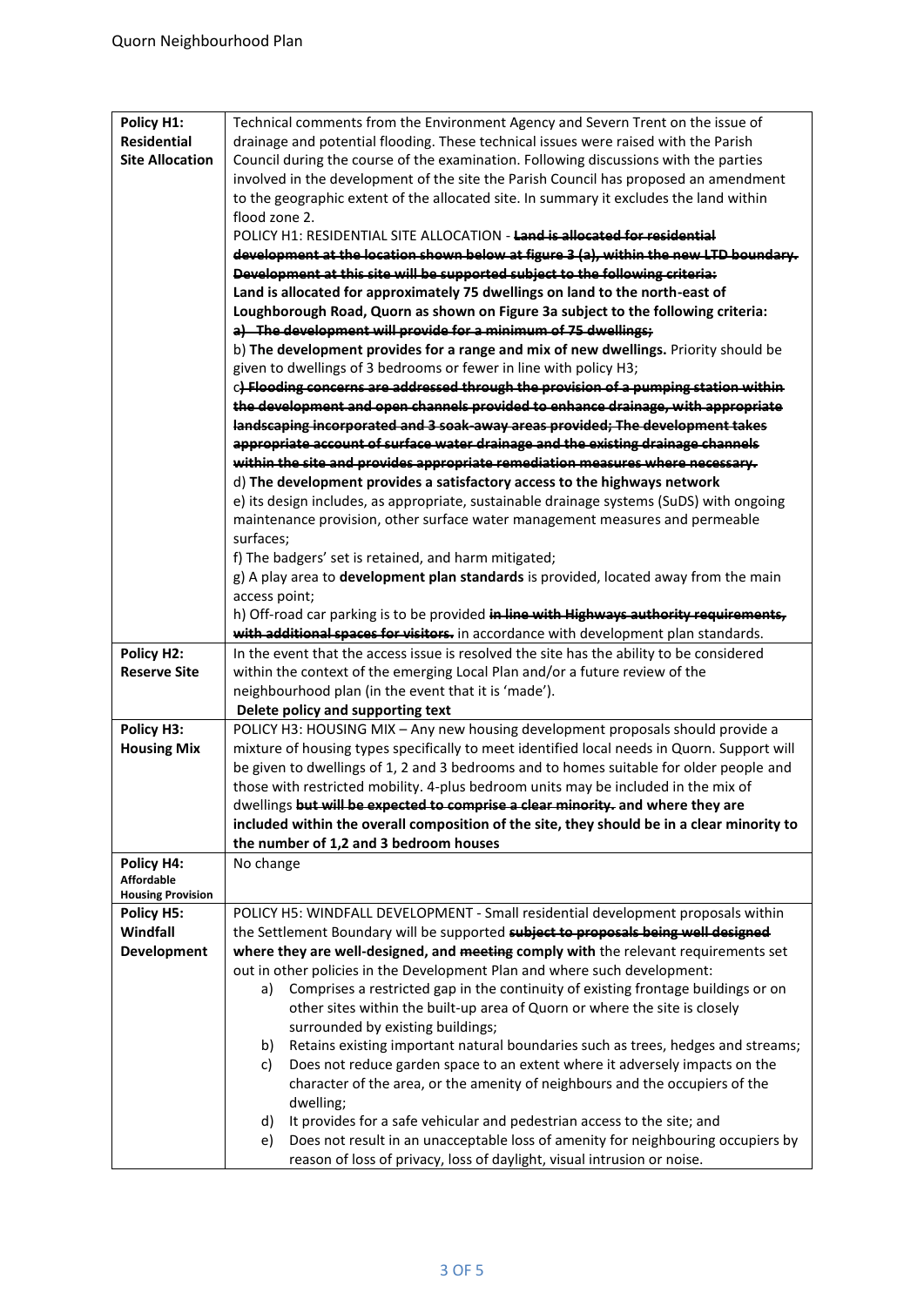| | |
|---|---|
| **Policy H1: Residential Site Allocation** | Technical comments from the Environment Agency and Severn Trent on the issue of drainage and potential flooding. These technical issues were raised with the Parish Council during the course of the examination. Following discussions with the parties involved in the development of the site the Parish Council has proposed an amendment to the geographic extent of the allocated site. In summary it excludes the land within flood zone 2.<br>POLICY H1: RESIDENTIAL SITE ALLOCATION - ~~**Land is allocated for residential development at the location shown below at figure 3 (a), within the new LTD boundary. Development at this site will be supported subject to the following criteria:**~~<br>**Land is allocated for approximately 75 dwellings on land to the north-east of Loughborough Road, Quorn as shown on Figure 3a subject to the following criteria:**<br>~~**a) The development will provide for a minimum of 75 dwellings;**~~<br>b) **The development provides for a range and mix of new dwellings.** Priority should be given to dwellings of 3 bedrooms or fewer in line with policy H3;<br>c~~**) Flooding concerns are addressed through the provision of a pumping station within the development and open channels provided to enhance drainage, with appropriate landscaping incorporated and 3 soak-away areas provided; The development takes appropriate account of surface water drainage and the existing drainage channels within the site and provides appropriate remediation measures where necessary.**~~<br>d) **The development provides a satisfactory access to the highways network**<br>e) its design includes, as appropriate, sustainable drainage systems (SuDS) with ongoing maintenance provision, other surface water management measures and permeable surfaces;<br>f) The badgers' set is retained, and harm mitigated;<br>g) A play area to **development plan standards** is provided, located away from the main access point;<br>h) Off-road car parking is to be provided ~~**in line with Highways authority requirements, with additional spaces for visitors.**~~ in accordance with development plan standards. |
| **Policy H2: Reserve Site** | In the event that the access issue is resolved the site has the ability to be considered within the context of the emerging Local Plan and/or a future review of the neighbourhood plan (in the event that it is 'made').<br>**Delete policy and supporting text** |
| **Policy H3: Housing Mix** | POLICY H3: HOUSING MIX – Any new housing development proposals should provide a mixture of housing types specifically to meet identified local needs in Quorn. Support will be given to dwellings of 1, 2 and 3 bedrooms and to homes suitable for older people and those with restricted mobility. 4-plus bedroom units may be included in the mix of dwellings ~~**but will be expected to comprise a clear minority.**~~ **and where they are included within the overall composition of the site, they should be in a clear minority to the number of 1,2 and 3 bedroom houses** |
| **Policy H4: Affordable Housing Provision** | No change |
| **Policy H5: Windfall Development** | POLICY H5: WINDFALL DEVELOPMENT - Small residential development proposals within the Settlement Boundary will be supported ~~**subject to proposals being well designed**~~ **where they are well-designed, and** ~~**meeting**~~ **comply with** the relevant requirements set out in other policies in the Development Plan and where such development:<br>a) Comprises a restricted gap in the continuity of existing frontage buildings or on other sites within the built-up area of Quorn or where the site is closely surrounded by existing buildings;<br>b) Retains existing important natural boundaries such as trees, hedges and streams;<br>c) Does not reduce garden space to an extent where it adversely impacts on the character of the area, or the amenity of neighbours and the occupiers of the dwelling;<br>d) It provides for a safe vehicular and pedestrian access to the site; and<br>e) Does not result in an unacceptable loss of amenity for neighbouring occupiers by reason of loss of privacy, loss of daylight, visual intrusion or noise. |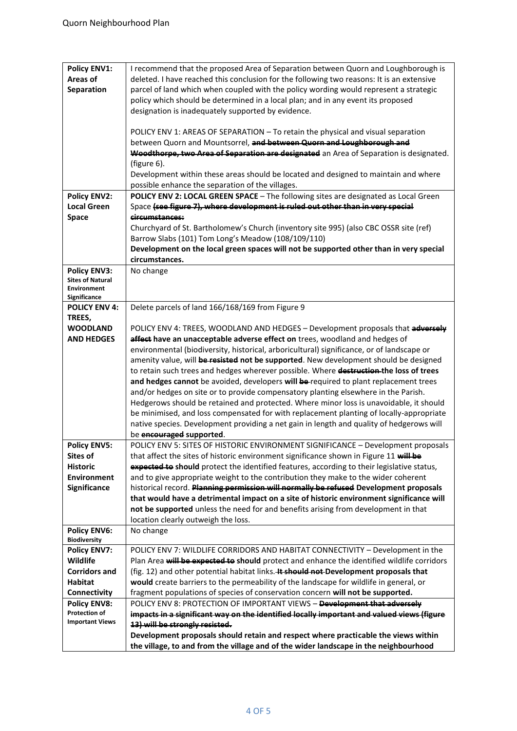| **Policy ENV1: Areas of Separation** | I recommend that the proposed Area of Separation between Quorn and Loughborough is deleted. I have reached this conclusion for the following two reasons: It is an extensive parcel of land which when coupled with the policy wording would represent a strategic policy which should be determined in a local plan; and in any event its proposed designation is inadequately supported by evidence.<br><br>POLICY ENV 1: AREAS OF SEPARATION – To retain the physical and visual separation between Quorn and Mountsorrel, ~~**and between Quorn and Loughborough and Woodthorpe, two Area of Separation are designated**~~ an Area of Separation is designated. (figure 6).<br>Development within these areas should be located and designed to maintain and where possible enhance the separation of the villages. |
|---|---|
| **Policy ENV2: Local Green Space** | **POLICY ENV 2: LOCAL GREEN SPACE** – The following sites are designated as Local Green Space ~~**(see figure 7), where development is ruled out other than in very special circumstances:**~~<br>Churchyard of St. Bartholomew's Church (inventory site 995) (also CBC OSSR site (ref) Barrow Slabs (101) Tom Long's Meadow (108/109/110)<br>**Development on the local green spaces will not be supported other than in very special circumstances.** |
| **Policy ENV3: Sites of Natural Environment Significance** | No change |
| **POLICY ENV 4: TREES, WOODLAND AND HEDGES** | Delete parcels of land 166/168/169 from Figure 9<br><br>POLICY ENV 4: TREES, WOODLAND AND HEDGES – Development proposals that ~~**adversely affect**~~ **have an unacceptable adverse effect on** trees, woodland and hedges of environmental (biodiversity, historical, arboricultural) significance, or of landscape or amenity value, will ~~**be resisted**~~ **not be supported**. New development should be designed to retain such trees and hedges wherever possible. Where ~~**destruction**~~ **the loss of trees and hedges cannot** be avoided, developers **will** ~~**be**~~ required to plant replacement trees and/or hedges on site or to provide compensatory planting elsewhere in the Parish. Hedgerows should be retained and protected. Where minor loss is unavoidable, it should be minimised, and loss compensated for with replacement planting of locally-appropriate native species. Development providing a net gain in length and quality of hedgerows will be ~~**encouraged**~~ **supported**. |
| **Policy ENV5: Sites of Historic Environment Significance** | POLICY ENV 5: SITES OF HISTORIC ENVIRONMENT SIGNIFICANCE – Development proposals that affect the sites of historic environment significance shown in Figure 11 ~~**will be expected to**~~ **should** protect the identified features, according to their legislative status, and to give appropriate weight to the contribution they make to the wider coherent historical record. ~~**Planning permission will normally be refused**~~ **Development proposals that would have a detrimental impact on a site of historic environment significance will not be supported** unless the need for and benefits arising from development in that location clearly outweigh the loss. |
| **Policy ENV6: Biodiversity** | No change |
| **Policy ENV7: Wildlife Corridors and Habitat Connectivity** | POLICY ENV 7: WILDLIFE CORRIDORS AND HABITAT CONNECTIVITY – Development in the Plan Area ~~**will be expected to**~~ **should** protect and enhance the identified wildlife corridors (fig. 12) and other potential habitat links. ~~**It should not**~~ **Development proposals that would** create barriers to the permeability of the landscape for wildlife in general, or fragment populations of species of conservation concern **will not be supported.** |
| **Policy ENV8: Protection of Important Views** | POLICY ENV 8: PROTECTION OF IMPORTANT VIEWS – ~~**Development that adversely impacts in a significant way on the identified locally important and valued views (figure 13) will be strongly resisted.**~~<br>**Development proposals should retain and respect where practicable the views within the village, to and from the village and of the wider landscape in the neighbourhood** |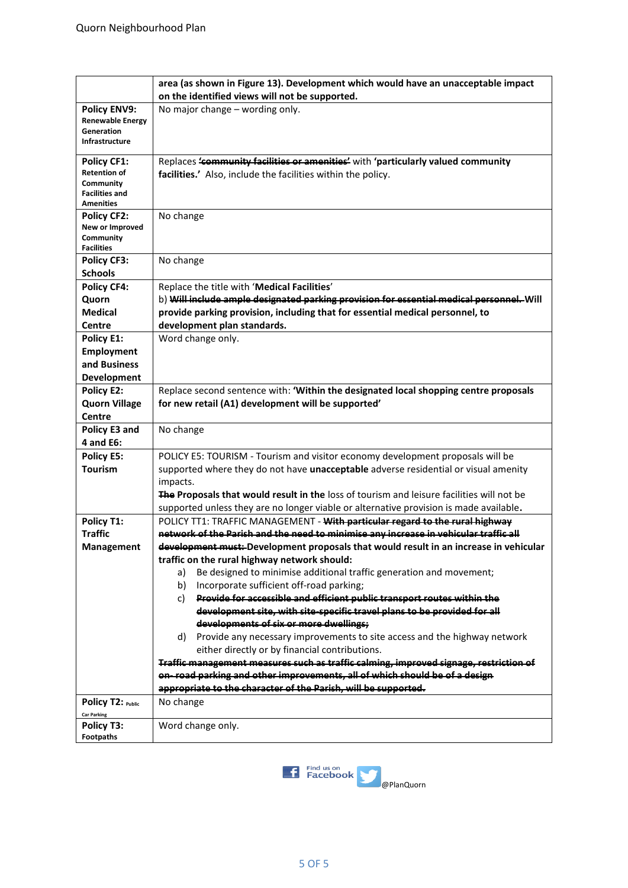| | |
|---|---|
| | **area (as shown in Figure 13). Development which would have an unacceptable impact on the identified views will not be supported.** |
| **Policy ENV9: Renewable Energy Generation Infrastructure** | No major change – wording only. |
| **Policy CF1: Retention of Community Facilities and Amenities** | Replaces ~~**'community facilities or amenities'**~~ with **'particularly valued community facilities.'** Also, include the facilities within the policy. |
| **Policy CF2: New or Improved Community Facilities** | No change |
| **Policy CF3: Schools** | No change |
| **Policy CF4: Quorn Medical Centre** | Replace the title with '**Medical Facilities**'<br>b) ~~**Will include ample designated parking provision for essential medical personnel.**~~ **Will provide parking provision, including that for essential medical personnel, to development plan standards.** |
| **Policy E1: Employment and Business Development** | Word change only. |
| **Policy E2: Quorn Village Centre** | Replace second sentence with: **'Within the designated local shopping centre proposals for new retail (A1) development will be supported'** |
| **Policy E3 and 4 and E6:** | No change |
| **Policy E5: Tourism** | POLICY E5: TOURISM - Tourism and visitor economy development proposals will be supported where they do not have **unacceptable** adverse residential or visual amenity impacts.<br>~~**The**~~ **Proposals that would result in the** loss of tourism and leisure facilities will not be supported unless they are no longer viable or alternative provision is made available**.** |
| **Policy T1: Traffic Management** | POLICY TT1: TRAFFIC MANAGEMENT - ~~**With particular regard to the rural highway network of the Parish and the need to minimise any increase in vehicular traffic all development must:**~~ **Development proposals that would result in an increase in vehicular traffic on the rural highway network should:**<br>a) Be designed to minimise additional traffic generation and movement;<br>b) Incorporate sufficient off-road parking;<br>c) ~~**Provide for accessible and efficient public transport routes within the development site, with site-specific travel plans to be provided for all developments of six or more dwellings;**~~<br>d) Provide any necessary improvements to site access and the highway network either directly or by financial contributions.<br>~~**Traffic management measures such as traffic calming, improved signage, restriction of on- road parking and other improvements, all of which should be of a design appropriate to the character of the Parish, will be supported.**~~ |
| **Policy T2: Public Car Parking** | No change |
| **Policy T3: Footpaths** | Word change only. |

Find us on Facebook @PlanQuorn